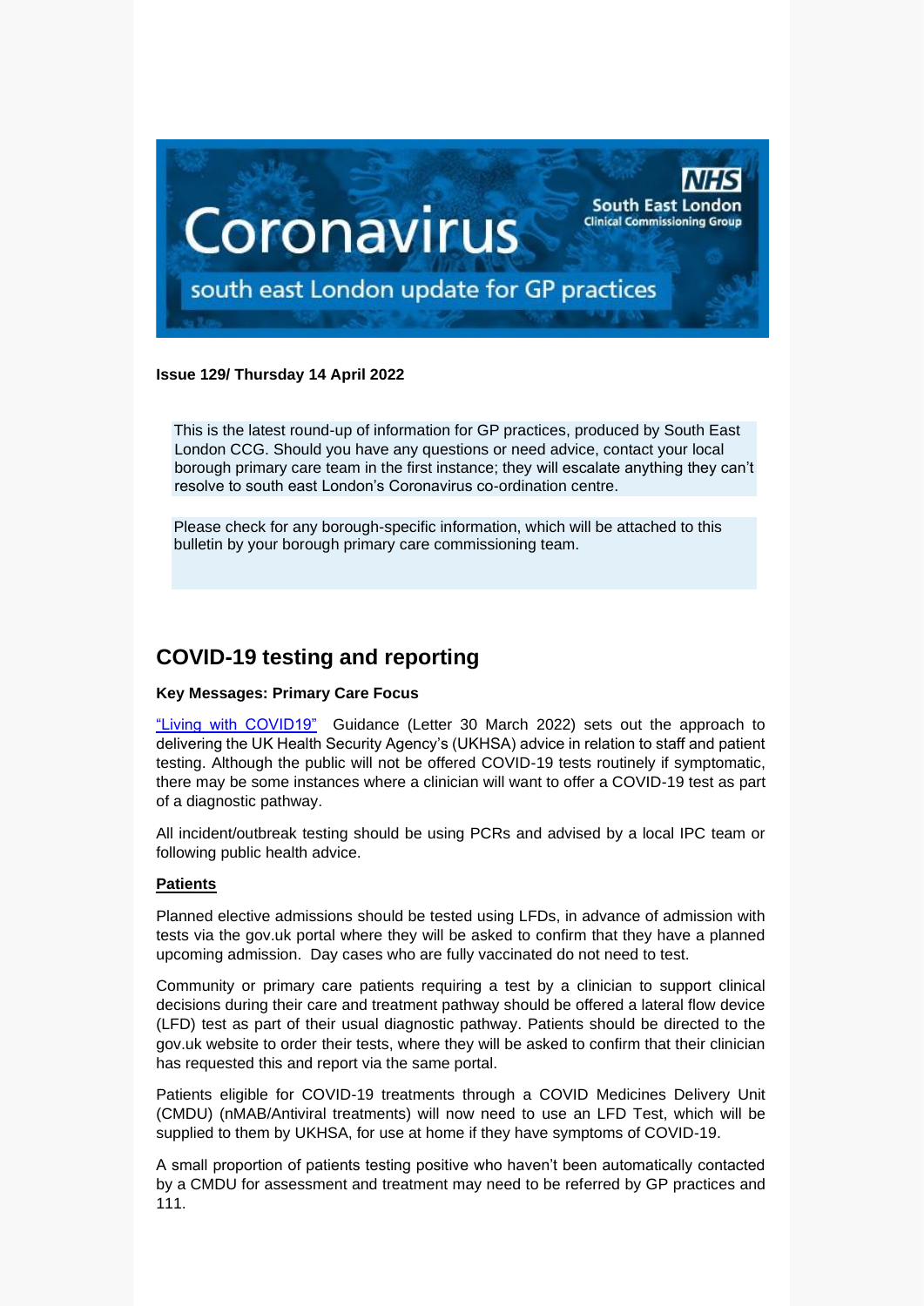# Coronavirus

south east London update for GP practices

NHS South East London Clinical Commissioning Group

**Issue 129/ Thursday 14 April 2022**

This is the latest round-up of information for GP practices, produced by South East London CCG. Should you have any questions or need advice, contact your local borough primary care team in the first instance; they will escalate anything they can't resolve to south east London's Coronavirus co-ordination centre.

Please check for any borough-specific information, which will be attached to this bulletin by your borough primary care commissioning team.

## COVID-19 testing and reporting

**Key Messages: Primary Care Focus**

"Living with COVID19" Guidance (Letter 30 March 2022) sets out the approach to delivering the UK Health Security Agency's (UKHSA) advice in relation to staff and patient testing. Although the public will not be offered COVID-19 tests routinely if symptomatic, there may be some instances where a clinician will want to offer a COVID-19 test as part of a diagnostic pathway.

All incident/outbreak testing should be using PCRs and advised by a local IPC team or following public health advice.

**Patients**

Planned elective admissions should be tested using LFDs, in advance of admission with tests via the gov.uk portal where they will be asked to confirm that they have a planned upcoming admission. Day cases who are fully vaccinated do not need to test.

Community or primary care patients requiring a test by a clinician to support clinical decisions during their care and treatment pathway should be offered a lateral flow device (LFD) test as part of their usual diagnostic pathway. Patients should be directed to the gov.uk website to order their tests, where they will be asked to confirm that their clinician has requested this and report via the same portal.

Patients eligible for COVID-19 treatments through a COVID Medicines Delivery Unit (CMDU) (nMAB/Antiviral treatments) will now need to use an LFD Test, which will be supplied to them by UKHSA, for use at home if they have symptoms of COVID-19.

A small proportion of patients testing positive who haven't been automatically contacted by a CMDU for assessment and treatment may need to be referred by GP practices and 111.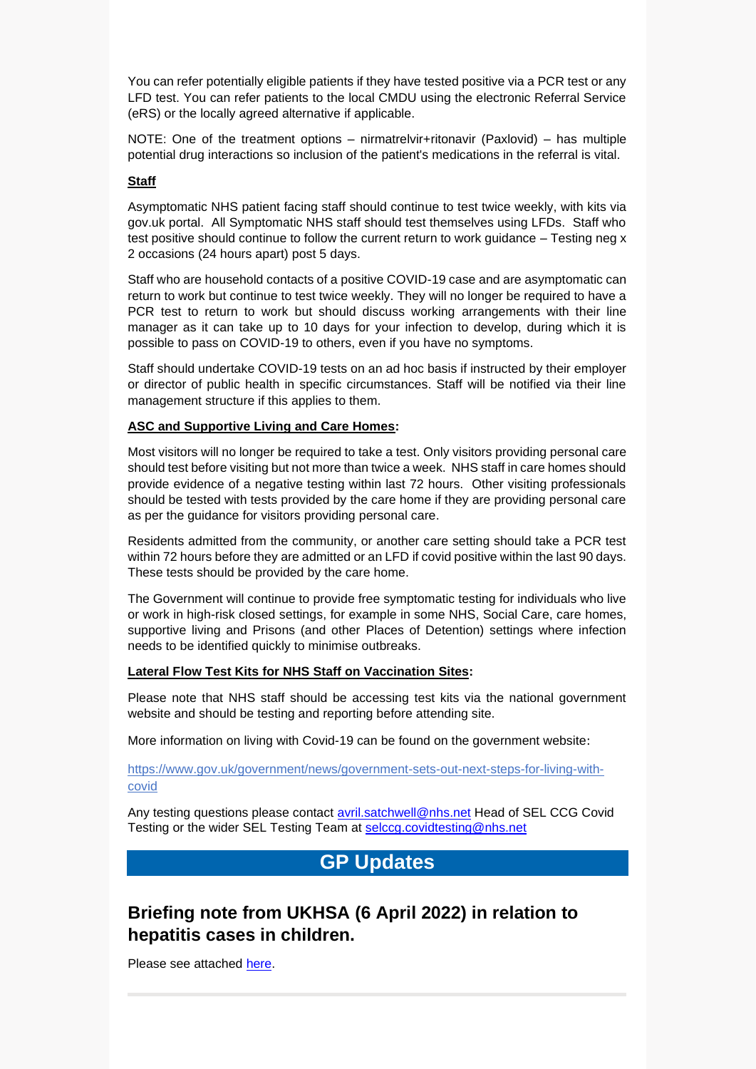You can refer potentially eligible patients if they have tested positive via a PCR test or any LFD test. You can refer patients to the local CMDU using the electronic Referral Service (eRS) or the locally agreed alternative if applicable.

NOTE: One of the treatment options – nirmatrelvir+ritonavir (Paxlovid) – has multiple potential drug interactions so inclusion of the patient's medications in the referral is vital.

**Staff**

Asymptomatic NHS patient facing staff should continue to test twice weekly, with kits via gov.uk portal. All Symptomatic NHS staff should test themselves using LFDs. Staff who test positive should continue to follow the current return to work guidance – Testing neg x 2 occasions (24 hours apart) post 5 days.

Staff who are household contacts of a positive COVID-19 case and are asymptomatic can return to work but continue to test twice weekly. They will no longer be required to have a PCR test to return to work but should discuss working arrangements with their line manager as it can take up to 10 days for your infection to develop, during which it is possible to pass on COVID-19 to others, even if you have no symptoms.

Staff should undertake COVID-19 tests on an ad hoc basis if instructed by their employer or director of public health in specific circumstances. Staff will be notified via their line management structure if this applies to them.

**ASC and Supportive Living and Care Homes:**

Most visitors will no longer be required to take a test. Only visitors providing personal care should test before visiting but not more than twice a week. NHS staff in care homes should provide evidence of a negative testing within last 72 hours. Other visiting professionals should be tested with tests provided by the care home if they are providing personal care as per the guidance for visitors providing personal care.

Residents admitted from the community, or another care setting should take a PCR test within 72 hours before they are admitted or an LFD if covid positive within the last 90 days. These tests should be provided by the care home.

The Government will continue to provide free symptomatic testing for individuals who live or work in high-risk closed settings, for example in some NHS, Social Care, care homes, supportive living and Prisons (and other Places of Detention) settings where infection needs to be identified quickly to minimise outbreaks.

**Lateral Flow Test Kits for NHS Staff on Vaccination Sites:**

Please note that NHS staff should be accessing test kits via the national government website and should be testing and reporting before attending site.

More information on living with Covid-19 can be found on the government website:

https://www.gov.uk/government/news/government-sets-out-next-steps-for-living-with-covid

Any testing questions please contact avril.satchwell@nhs.net Head of SEL CCG Covid Testing or the wider SEL Testing Team at selccg.covidtesting@nhs.net

# GP Updates

## Briefing note from UKHSA (6 April 2022) in relation to hepatitis cases in children.

Please see attached here.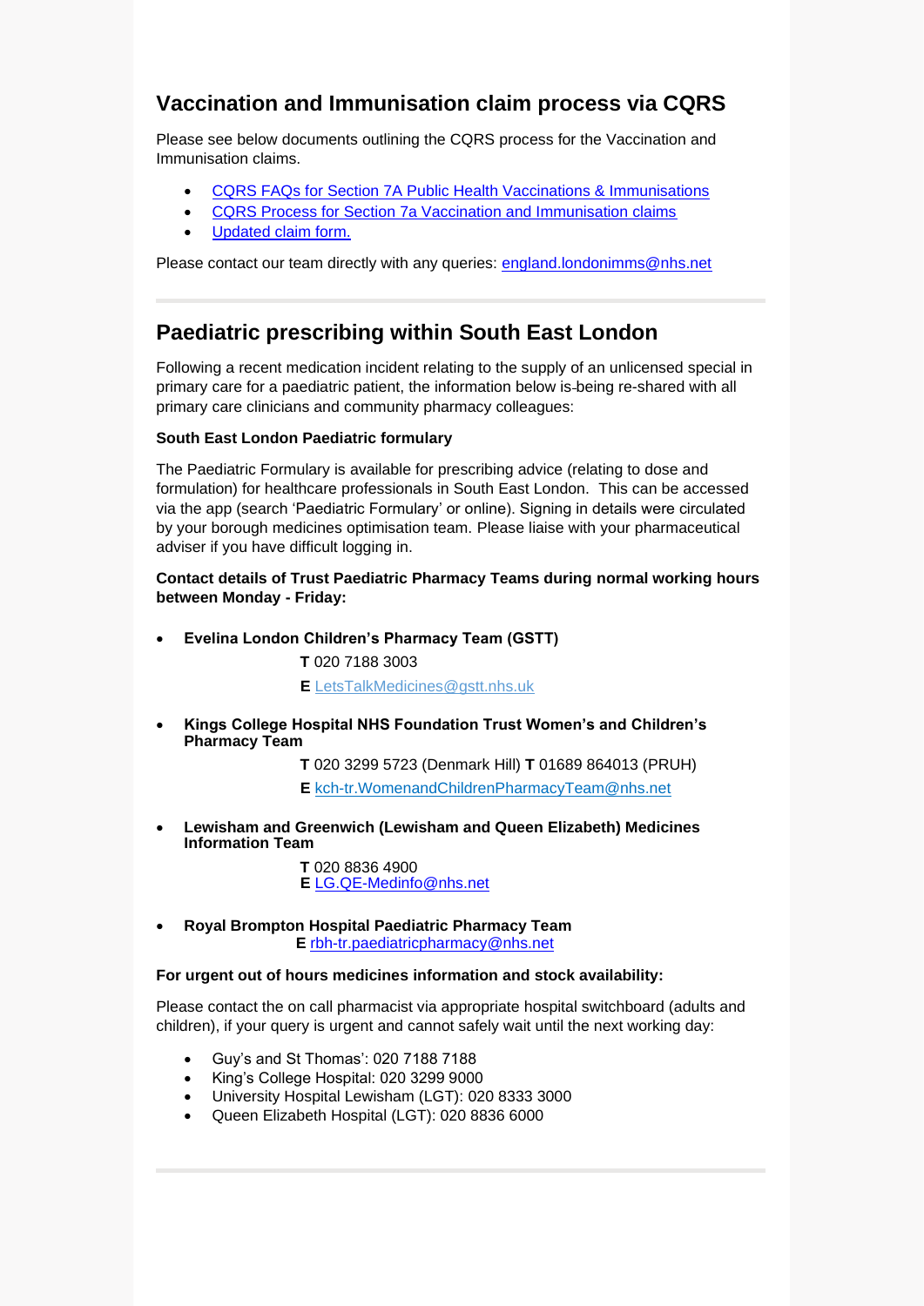## Vaccination and Immunisation claim process via CQRS

Please see below documents outlining the CQRS process for the Vaccination and Immunisation claims.

- CQRS FAQs for Section 7A Public Health Vaccinations & Immunisations
- CQRS Process for Section 7a Vaccination and Immunisation claims
- Updated claim form.

Please contact our team directly with any queries: england.londonimms@nhs.net

---

## Paediatric prescribing within South East London

Following a recent medication incident relating to the supply of an unlicensed special in primary care for a paediatric patient, the information below is being re-shared with all primary care clinicians and community pharmacy colleagues:

**South East London Paediatric formulary**

The Paediatric Formulary is available for prescribing advice (relating to dose and formulation) for healthcare professionals in South East London. This can be accessed via the app (search 'Paediatric Formulary' or online). Signing in details were circulated by your borough medicines optimisation team. Please liaise with your pharmaceutical adviser if you have difficult logging in.

**Contact details of Trust Paediatric Pharmacy Teams during normal working hours between Monday - Friday:**

- **Evelina London Children's Pharmacy Team (GSTT)**

  **T** 020 7188 3003

  **E** LetsTalkMedicines@gstt.nhs.uk

- **Kings College Hospital NHS Foundation Trust Women's and Children's Pharmacy Team**

  **T** 020 3299 5723 (Denmark Hill) **T** 01689 864013 (PRUH)

  **E** kch-tr.WomenandChildrenPharmacyTeam@nhs.net

- **Lewisham and Greenwich (Lewisham and Queen Elizabeth) Medicines Information Team**

  **T** 020 8836 4900
  **E** LG.QE-Medinfo@nhs.net

- **Royal Brompton Hospital Paediatric Pharmacy Team**
  **E** rbh-tr.paediatricpharmacy@nhs.net

**For urgent out of hours medicines information and stock availability:**

Please contact the on call pharmacist via appropriate hospital switchboard (adults and children), if your query is urgent and cannot safely wait until the next working day:

- Guy's and St Thomas': 020 7188 7188
- King's College Hospital: 020 3299 9000
- University Hospital Lewisham (LGT): 020 8333 3000
- Queen Elizabeth Hospital (LGT): 020 8836 6000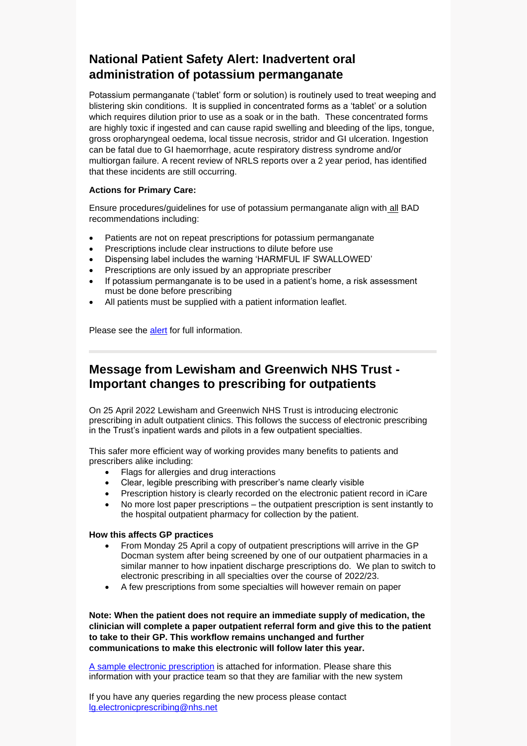## National Patient Safety Alert: Inadvertent oral administration of potassium permanganate

Potassium permanganate ('tablet' form or solution) is routinely used to treat weeping and blistering skin conditions. It is supplied in concentrated forms as a 'tablet' or a solution which requires dilution prior to use as a soak or in the bath. These concentrated forms are highly toxic if ingested and can cause rapid swelling and bleeding of the lips, tongue, gross oropharyngeal oedema, local tissue necrosis, stridor and GI ulceration. Ingestion can be fatal due to GI haemorrhage, acute respiratory distress syndrome and/or multiorgan failure. A recent review of NRLS reports over a 2 year period, has identified that these incidents are still occurring.

**Actions for Primary Care:**

Ensure procedures/guidelines for use of potassium permanganate align with all BAD recommendations including:

- Patients are not on repeat prescriptions for potassium permanganate
- Prescriptions include clear instructions to dilute before use
- Dispensing label includes the warning 'HARMFUL IF SWALLOWED'
- Prescriptions are only issued by an appropriate prescriber
- If potassium permanganate is to be used in a patient's home, a risk assessment must be done before prescribing
- All patients must be supplied with a patient information leaflet.

Please see the alert for full information.

---

## Message from Lewisham and Greenwich NHS Trust - Important changes to prescribing for outpatients

On 25 April 2022 Lewisham and Greenwich NHS Trust is introducing electronic prescribing in adult outpatient clinics. This follows the success of electronic prescribing in the Trust's inpatient wards and pilots in a few outpatient specialties.

This safer more efficient way of working provides many benefits to patients and prescribers alike including:

- Flags for allergies and drug interactions
- Clear, legible prescribing with prescriber's name clearly visible
- Prescription history is clearly recorded on the electronic patient record in iCare
- No more lost paper prescriptions – the outpatient prescription is sent instantly to the hospital outpatient pharmacy for collection by the patient.

**How this affects GP practices**

- From Monday 25 April a copy of outpatient prescriptions will arrive in the GP Docman system after being screened by one of our outpatient pharmacies in a similar manner to how inpatient discharge prescriptions do. We plan to switch to electronic prescribing in all specialties over the course of 2022/23.
- A few prescriptions from some specialties will however remain on paper

**Note: When the patient does not require an immediate supply of medication, the clinician will complete a paper outpatient referral form and give this to the patient to take to their GP. This workflow remains unchanged and further communications to make this electronic will follow later this year.**

A sample electronic prescription is attached for information. Please share this information with your practice team so that they are familiar with the new system

If you have any queries regarding the new process please contact lg.electronicprescribing@nhs.net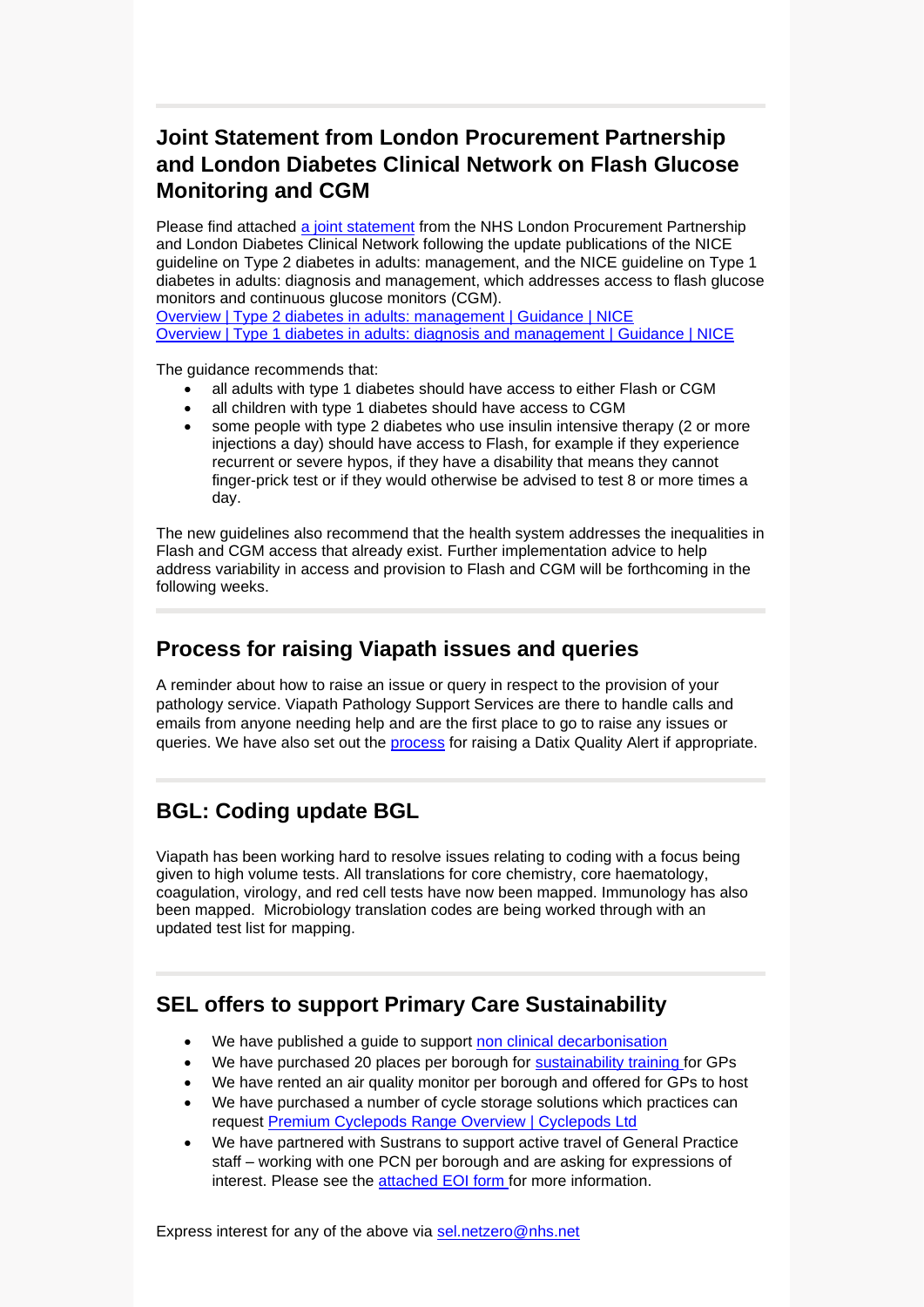## Joint Statement from London Procurement Partnership and London Diabetes Clinical Network on Flash Glucose Monitoring and CGM

Please find attached [a joint statement] from the NHS London Procurement Partnership and London Diabetes Clinical Network following the update publications of the NICE guideline on Type 2 diabetes in adults: management, and the NICE guideline on Type 1 diabetes in adults: diagnosis and management, which addresses access to flash glucose monitors and continuous glucose monitors (CGM).
Overview | Type 2 diabetes in adults: management | Guidance | NICE
Overview | Type 1 diabetes in adults: diagnosis and management | Guidance | NICE

The guidance recommends that:

- all adults with type 1 diabetes should have access to either Flash or CGM
- all children with type 1 diabetes should have access to CGM
- some people with type 2 diabetes who use insulin intensive therapy (2 or more injections a day) should have access to Flash, for example if they experience recurrent or severe hypos, if they have a disability that means they cannot finger-prick test or if they would otherwise be advised to test 8 or more times a day.

The new guidelines also recommend that the health system addresses the inequalities in Flash and CGM access that already exist. Further implementation advice to help address variability in access and provision to Flash and CGM will be forthcoming in the following weeks.

## Process for raising Viapath issues and queries

A reminder about how to raise an issue or query in respect to the provision of your pathology service. Viapath Pathology Support Services are there to handle calls and emails from anyone needing help and are the first place to go to raise any issues or queries. We have also set out the process for raising a Datix Quality Alert if appropriate.

## BGL: Coding update BGL

Viapath has been working hard to resolve issues relating to coding with a focus being given to high volume tests. All translations for core chemistry, core haematology, coagulation, virology, and red cell tests have now been mapped. Immunology has also been mapped. Microbiology translation codes are being worked through with an updated test list for mapping.

## SEL offers to support Primary Care Sustainability

- We have published a guide to support non clinical decarbonisation
- We have purchased 20 places per borough for sustainability training for GPs
- We have rented an air quality monitor per borough and offered for GPs to host
- We have purchased a number of cycle storage solutions which practices can request Premium Cyclepods Range Overview | Cyclepods Ltd
- We have partnered with Sustrans to support active travel of General Practice staff – working with one PCN per borough and are asking for expressions of interest. Please see the attached EOI form for more information.

Express interest for any of the above via sel.netzero@nhs.net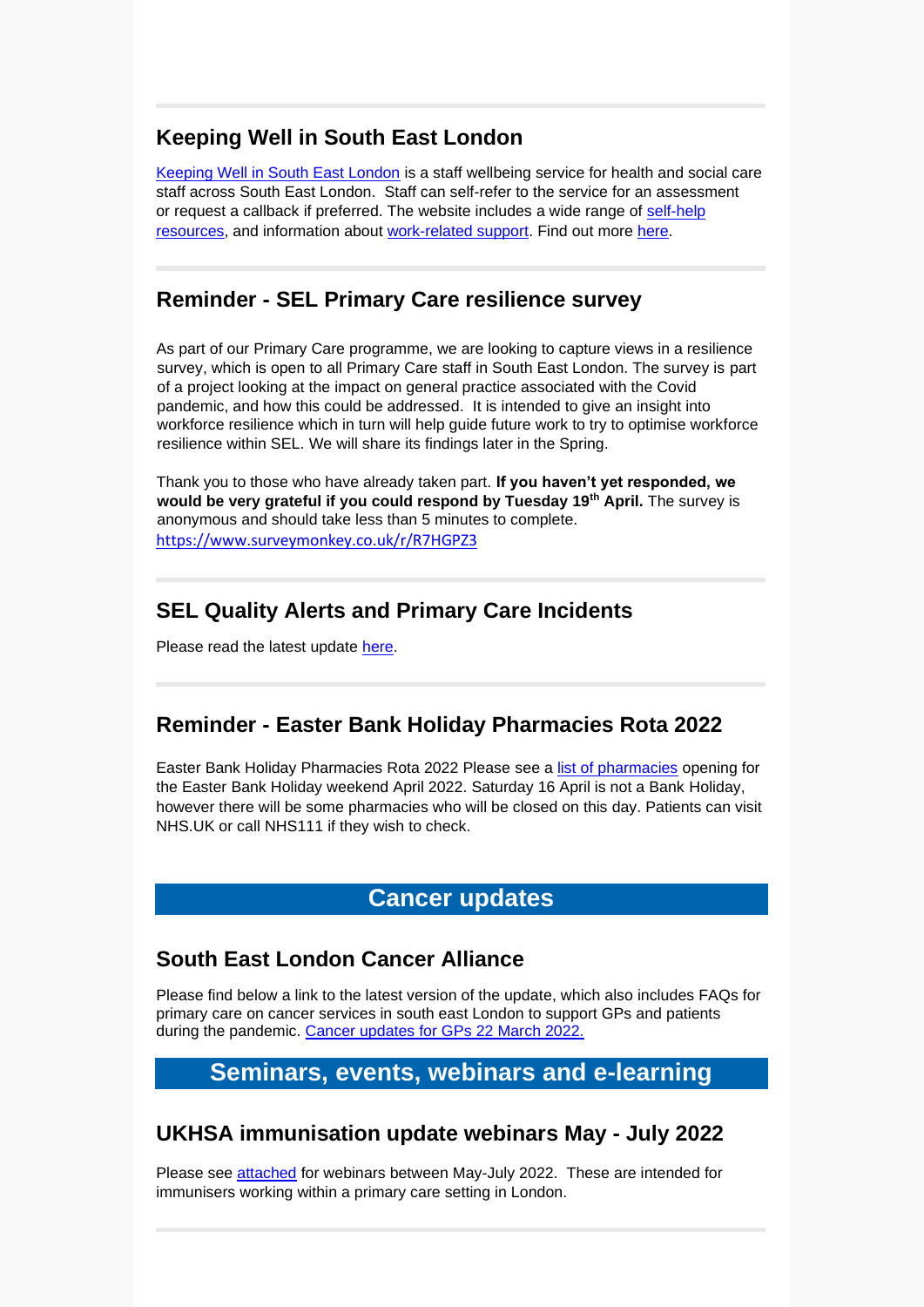## Keeping Well in South East London

Keeping Well in South East London is a staff wellbeing service for health and social care staff across South East London. Staff can self-refer to the service for an assessment or request a callback if preferred. The website includes a wide range of self-help resources, and information about work-related support. Find out more here.

## Reminder - SEL Primary Care resilience survey

As part of our Primary Care programme, we are looking to capture views in a resilience survey, which is open to all Primary Care staff in South East London. The survey is part of a project looking at the impact on general practice associated with the Covid pandemic, and how this could be addressed. It is intended to give an insight into workforce resilience which in turn will help guide future work to try to optimise workforce resilience within SEL. We will share its findings later in the Spring.

Thank you to those who have already taken part. **If you haven't yet responded, we would be very grateful if you could respond by Tuesday 19th April.** The survey is anonymous and should take less than 5 minutes to complete.
https://www.surveymonkey.co.uk/r/R7HGPZ3

## SEL Quality Alerts and Primary Care Incidents

Please read the latest update here.

## Reminder - Easter Bank Holiday Pharmacies Rota 2022

Easter Bank Holiday Pharmacies Rota 2022 Please see a list of pharmacies opening for the Easter Bank Holiday weekend April 2022. Saturday 16 April is not a Bank Holiday, however there will be some pharmacies who will be closed on this day. Patients can visit NHS.UK or call NHS111 if they wish to check.

# Cancer updates

## South East London Cancer Alliance

Please find below a link to the latest version of the update, which also includes FAQs for primary care on cancer services in south east London to support GPs and patients during the pandemic. Cancer updates for GPs 22 March 2022.

# Seminars, events, webinars and e-learning

## UKHSA immunisation update webinars May - July 2022

Please see attached for webinars between May-July 2022. These are intended for immunisers working within a primary care setting in London.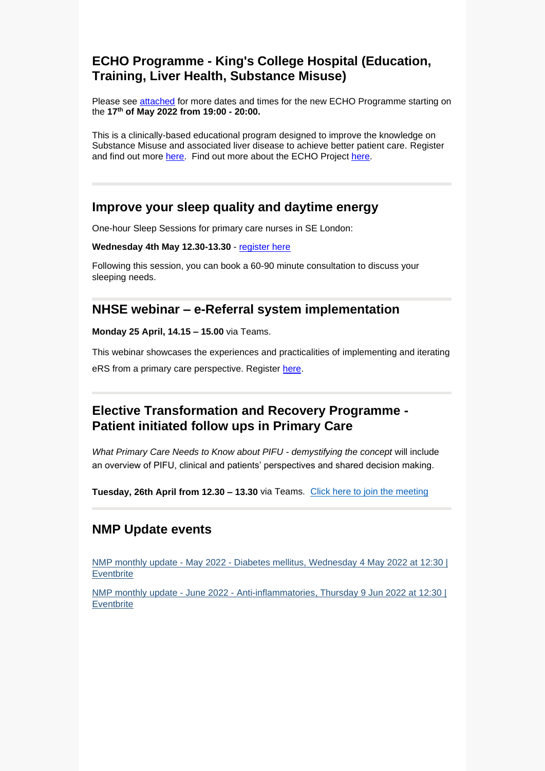## ECHO Programme - King's College Hospital (Education, Training, Liver Health, Substance Misuse)

Please see attached for more dates and times for the new ECHO Programme starting on the **17th of May 2022 from 19:00 - 20:00.**

This is a clinically-based educational program designed to improve the knowledge on Substance Misuse and associated liver disease to achieve better patient care. Register and find out more here. Find out more about the ECHO Project here.

---

## Improve your sleep quality and daytime energy

One-hour Sleep Sessions for primary care nurses in SE London:

**Wednesday 4th May 12.30-13.30** - register here

Following this session, you can book a 60-90 minute consultation to discuss your sleeping needs.

---

## NHSE webinar – e-Referral system implementation

**Monday 25 April, 14.15 – 15.00** via Teams.

This webinar showcases the experiences and practicalities of implementing and iterating eRS from a primary care perspective. Register here.

---

## Elective Transformation and Recovery Programme - Patient initiated follow ups in Primary Care

*What Primary Care Needs to Know about PIFU - demystifying the concept* will include an overview of PIFU, clinical and patients' perspectives and shared decision making.

**Tuesday, 26th April from 12.30 – 13.30** via Teams. Click here to join the meeting

---

## NMP Update events

NMP monthly update - May 2022 - Diabetes mellitus, Wednesday 4 May 2022 at 12:30 | Eventbrite

NMP monthly update - June 2022 - Anti-inflammatories, Thursday 9 Jun 2022 at 12:30 | Eventbrite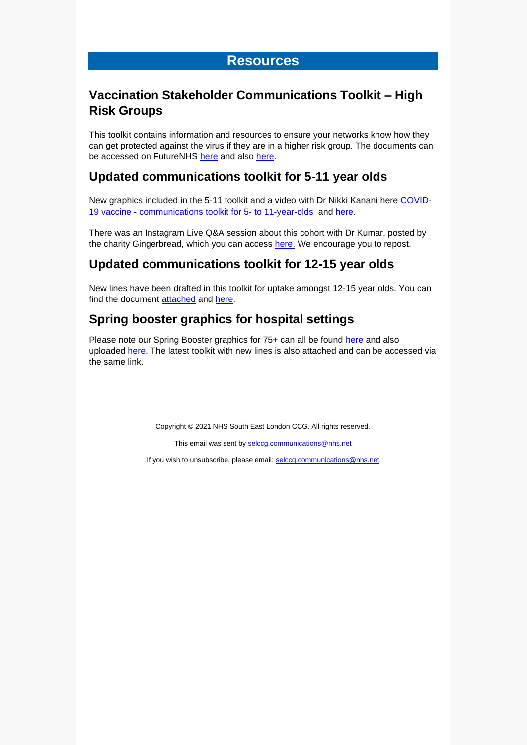# Resources

## Vaccination Stakeholder Communications Toolkit – High Risk Groups

This toolkit contains information and resources to ensure your networks know how they can get protected against the virus if they are in a higher risk group. The documents can be accessed on FutureNHS here and also here.

## Updated communications toolkit for 5-11 year olds

New graphics included in the 5-11 toolkit and a video with Dr Nikki Kanani here COVID-19 vaccine - communications toolkit for 5- to 11-year-olds and here.

There was an Instagram Live Q&A session about this cohort with Dr Kumar, posted by the charity Gingerbread, which you can access here. We encourage you to repost.

## Updated communications toolkit for 12-15 year olds

New lines have been drafted in this toolkit for uptake amongst 12-15 year olds. You can find the document attached and here.

## Spring booster graphics for hospital settings

Please note our Spring Booster graphics for 75+ can all be found here and also uploaded here. The latest toolkit with new lines is also attached and can be accessed via the same link.

Copyright © 2021 NHS South East London CCG. All rights reserved.

This email was sent by selccg.communications@nhs.net

If you wish to unsubscribe, please email: selccg.communications@nhs.net